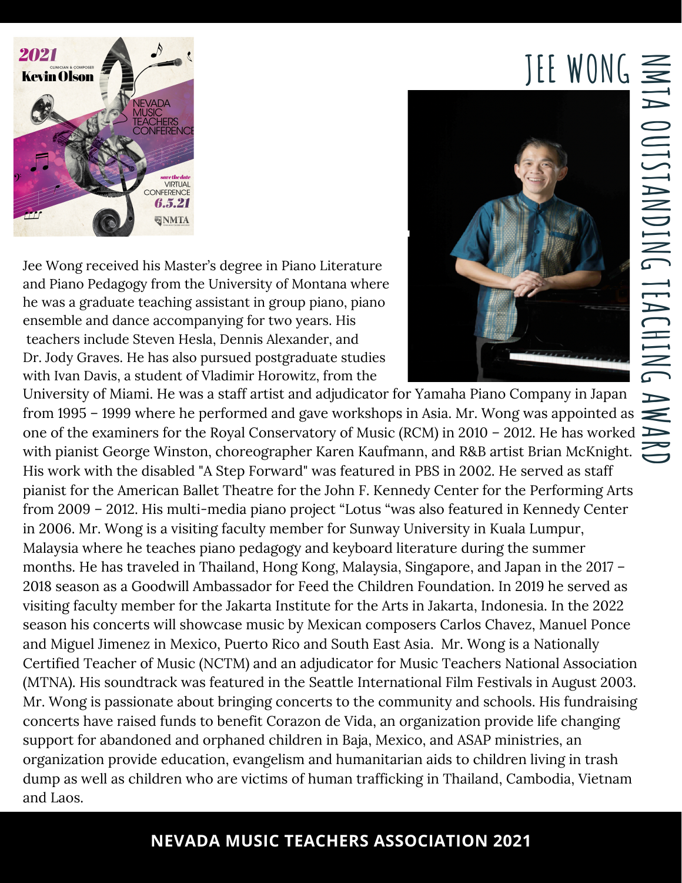# JEE WONG

## NMTA OUTSTANDING TEACHING AWARD

Jee Wong received his Master's degree in Piano Literature and Piano Pedagogy from the University of Montana where he was a graduate teaching assistant in group piano, piano ensemble and dance accompanying for two years. His teachers include Steven Hesla, Dennis Alexander, and Dr. Jody Graves. He has also pursued postgraduate studies with Ivan Davis, a student of Vladimir Horowitz, from the University of Miami. He was a staff artist and adjudicator for Yamaha Piano Company in Japan from 1995 – 1999 where he performed and gave workshops in Asia. Mr. Wong was appointed as one of the examiners for the Royal Conservatory of Music (RCM) in 2010 – 2012. He has worked with pianist George Winston, choreographer Karen Kaufmann, and R&B artist Brian McKnight. His work with the disabled "A Step Forward" was featured in PBS in 2002. He served as staff pianist for the American Ballet Theatre for the John F. Kennedy Center for the Performing Arts from 2009 – 2012. His multi-media piano project "Lotus "was also featured in Kennedy Center in 2006. Mr. Wong is a visiting faculty member for Sunway University in Kuala Lumpur, Malaysia where he teaches piano pedagogy and keyboard literature during the summer months. He has traveled in Thailand, Hong Kong, Malaysia, Singapore, and Japan in the 2017 – 2018 season as a Goodwill Ambassador for Feed the Children Foundation. In 2019 he served as visiting faculty member for the Jakarta Institute for the Arts in Jakarta, Indonesia. In the 2022 season his concerts will showcase music by Mexican composers Carlos Chavez, Manuel Ponce and Miguel Jimenez in Mexico, Puerto Rico and South East Asia. Mr. Wong is a Nationally Certified Teacher of Music (NCTM) and an adjudicator for Music Teachers National Association (MTNA). His soundtrack was featured in the Seattle International Film Festivals in August 2003. Mr. Wong is passionate about bringing concerts to the community and schools. His fundraising concerts have raised funds to benefit Corazon de Vida, an organization provide life changing support for abandoned and orphaned children in Baja, Mexico, and ASAP ministries, an organization provide education, evangelism and humanitarian aids to children living in trash dump as well as children who are victims of human trafficking in Thailand, Cambodia, Vietnam and Laos.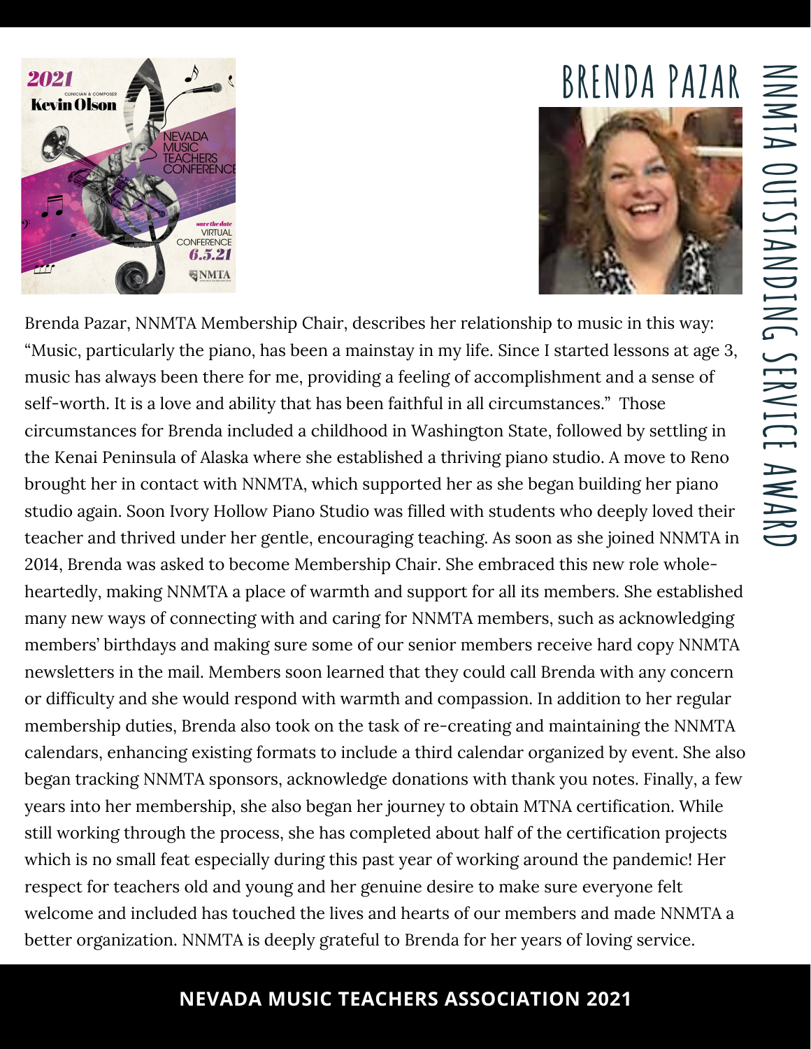# BRENDA PAZAR

## NNMTA OUTSTANDING SERVICE AWARD

Brenda Pazar, NNMTA Membership Chair, describes her relationship to music in this way: "Music, particularly the piano, has been a mainstay in my life. Since I started lessons at age 3, music has always been there for me, providing a feeling of accomplishment and a sense of self-worth. It is a love and ability that has been faithful in all circumstances." Those circumstances for Brenda included a childhood in Washington State, followed by settling in the Kenai Peninsula of Alaska where she established a thriving piano studio. A move to Reno brought her in contact with NNMTA, which supported her as she began building her piano studio again. Soon Ivory Hollow Piano Studio was filled with students who deeply loved their teacher and thrived under her gentle, encouraging teaching. As soon as she joined NNMTA in 2014, Brenda was asked to become Membership Chair. She embraced this new role whole-heartedly, making NNMTA a place of warmth and support for all its members. She established many new ways of connecting with and caring for NNMTA members, such as acknowledging members' birthdays and making sure some of our senior members receive hard copy NNMTA newsletters in the mail. Members soon learned that they could call Brenda with any concern or difficulty and she would respond with warmth and compassion. In addition to her regular membership duties, Brenda also took on the task of re-creating and maintaining the NNMTA calendars, enhancing existing formats to include a third calendar organized by event. She also began tracking NNMTA sponsors, acknowledge donations with thank you notes. Finally, a few years into her membership, she also began her journey to obtain MTNA certification. While still working through the process, she has completed about half of the certification projects which is no small feat especially during this past year of working around the pandemic! Her respect for teachers old and young and her genuine desire to make sure everyone felt welcome and included has touched the lives and hearts of our members and made NNMTA a better organization. NNMTA is deeply grateful to Brenda for her years of loving service.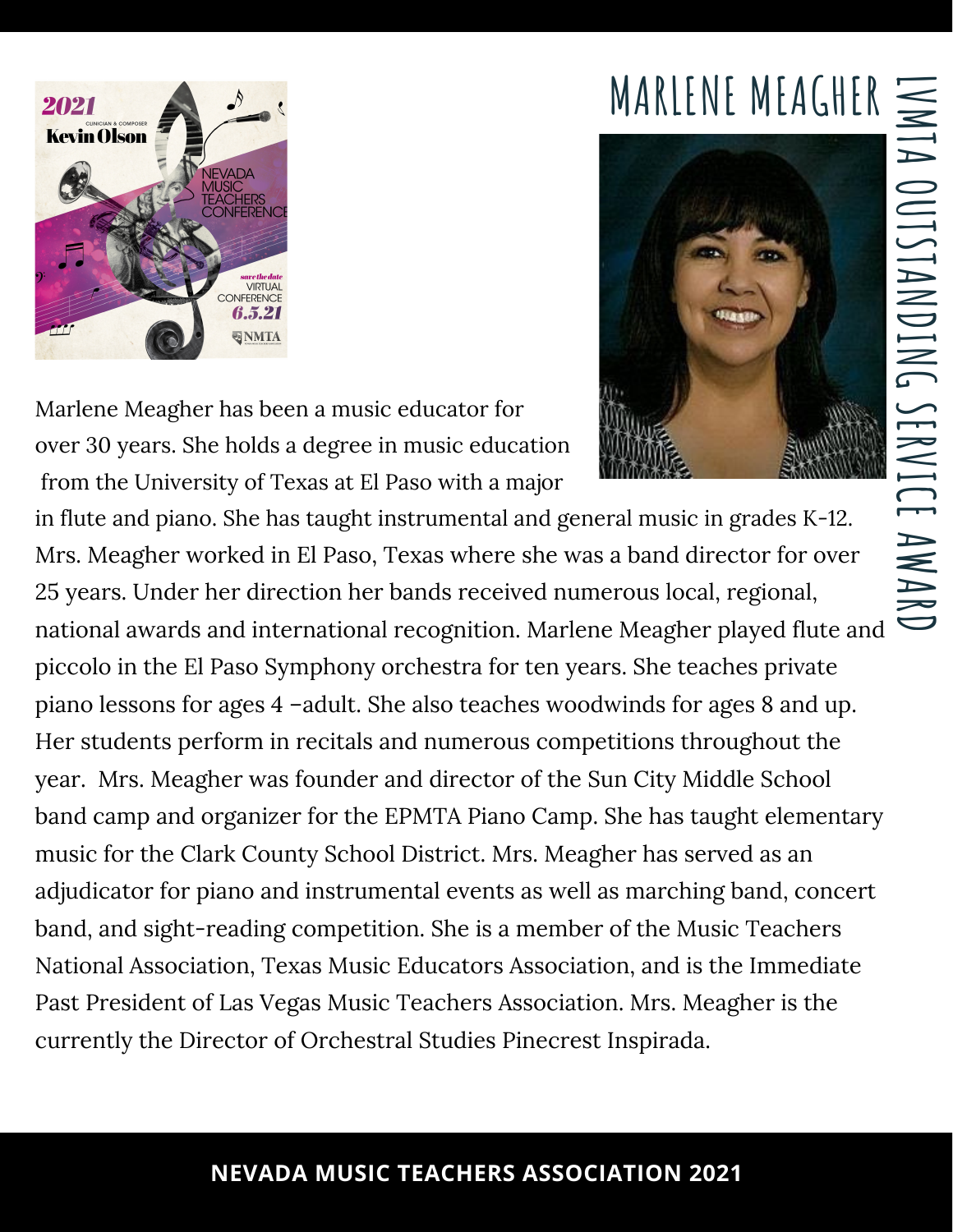# MARLENE MEAGHER

## LVMTA OUTSTANDING SERVICE AWARD

Marlene Meagher has been a music educator for over 30 years. She holds a degree in music education from the University of Texas at El Paso with a major in flute and piano. She has taught instrumental and general music in grades K-12. Mrs. Meagher worked in El Paso, Texas where she was a band director for over 25 years. Under her direction her bands received numerous local, regional, national awards and international recognition. Marlene Meagher played flute and piccolo in the El Paso Symphony orchestra for ten years. She teaches private piano lessons for ages 4 –adult. She also teaches woodwinds for ages 8 and up. Her students perform in recitals and numerous competitions throughout the year. Mrs. Meagher was founder and director of the Sun City Middle School band camp and organizer for the EPMTA Piano Camp. She has taught elementary music for the Clark County School District. Mrs. Meagher has served as an adjudicator for piano and instrumental events as well as marching band, concert band, and sight-reading competition. She is a member of the Music Teachers National Association, Texas Music Educators Association, and is the Immediate Past President of Las Vegas Music Teachers Association. Mrs. Meagher is the currently the Director of Orchestral Studies Pinecrest Inspirada.